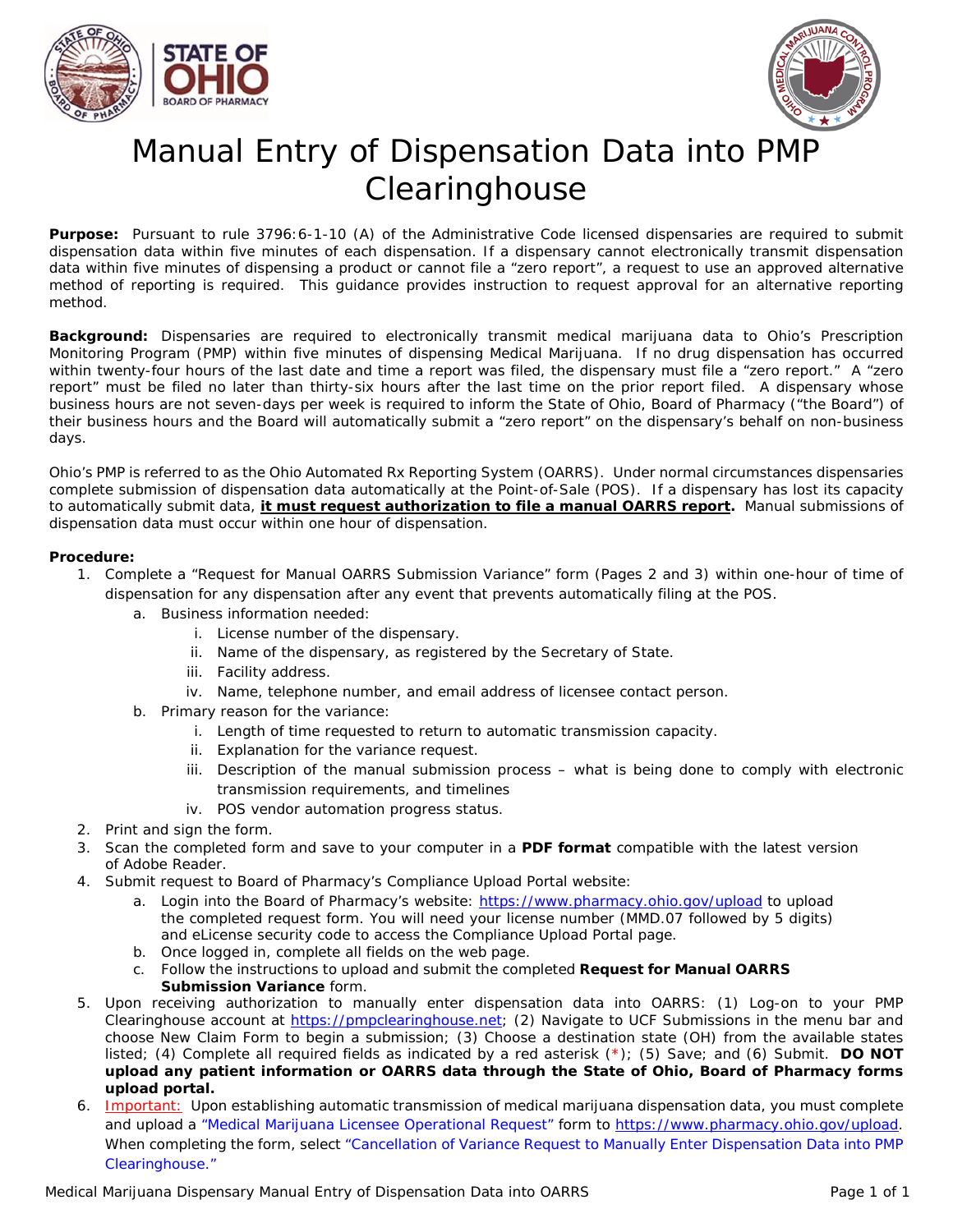# Manual Entry of Dispensation Data into PMP Clearinghouse

**Purpose:** Pursuant to rule 3796:6-1-10 (A) of the Administrative Code licensed dispensaries are required to submit dispensation data within five minutes of each dispensation. If a dispensary cannot electronically transmit dispensation data within five minutes of dispensing a product or cannot file a "zero report", a request to use an approved alternative method of reporting is required. This guidance provides instruction to request approval for an alternative reporting method.

**Background:** Dispensaries are required to electronically transmit medical marijuana data to Ohio's Prescription Monitoring Program (PMP) within five minutes of dispensing Medical Marijuana. If no drug dispensation has occurred within twenty-four hours of the last date and time a report was filed, the dispensary must file a "zero report." A "zero report" must be filed no later than thirty-six hours after the last time on the prior report filed. A dispensary whose business hours are not seven-days per week is required to inform the State of Ohio, Board of Pharmacy ("the Board") of their business hours and the Board will automatically submit a "zero report" on the dispensary's behalf on non-business days.

Ohio's PMP is referred to as the Ohio Automated Rx Reporting System (OARRS). Under normal circumstances dispensaries complete submission of dispensation data automatically at the Point-of-Sale (POS). If a dispensary has lost its capacity to automatically submit data, **it must request authorization to file a manual OARRS report.** Manual submissions of dispensation data must occur within one hour of dispensation.

**Procedure:**

1. Complete a "Request for Manual OARRS Submission Variance" form (Pages 2 and 3) within one-hour of time of dispensation for any dispensation after any event that prevents automatically filing at the POS.
   a. Business information needed:
      i. License number of the dispensary.
      ii. Name of the dispensary, as registered by the Secretary of State.
      iii. Facility address.
      iv. Name, telephone number, and email address of licensee contact person.
   b. Primary reason for the variance:
      i. Length of time requested to return to automatic transmission capacity.
      ii. Explanation for the variance request.
      iii. Description of the manual submission process – what is being done to comply with electronic transmission requirements, and timelines
      iv. POS vendor automation progress status.
2. Print and sign the form.
3. Scan the completed form and save to your computer in a **PDF format** compatible with the latest version of Adobe Reader.
4. Submit request to Board of Pharmacy's Compliance Upload Portal website:
   a. Login into the Board of Pharmacy's website: https://www.pharmacy.ohio.gov/upload to upload the completed request form. You will need your license number (MMD.07 followed by 5 digits) and eLicense security code to access the Compliance Upload Portal page.
   b. Once logged in, complete all fields on the web page.
   c. Follow the instructions to upload and submit the completed **Request for Manual OARRS Submission Variance** form.
5. Upon receiving authorization to manually enter dispensation data into OARRS: (1) Log-on to your PMP Clearinghouse account at https://pmpclearinghouse.net; (2) Navigate to UCF Submissions in the menu bar and choose New Claim Form to begin a submission; (3) Choose a destination state (OH) from the available states listed; (4) Complete all required fields as indicated by a red asterisk (*); (5) Save; and (6) Submit. **DO NOT upload any patient information or OARRS data through the State of Ohio, Board of Pharmacy forms upload portal.**
6. Important: Upon establishing automatic transmission of medical marijuana dispensation data, you must complete and upload a "Medical Marijuana Licensee Operational Request" form to https://www.pharmacy.ohio.gov/upload. When completing the form, select "Cancellation of Variance Request to Manually Enter Dispensation Data into PMP Clearinghouse."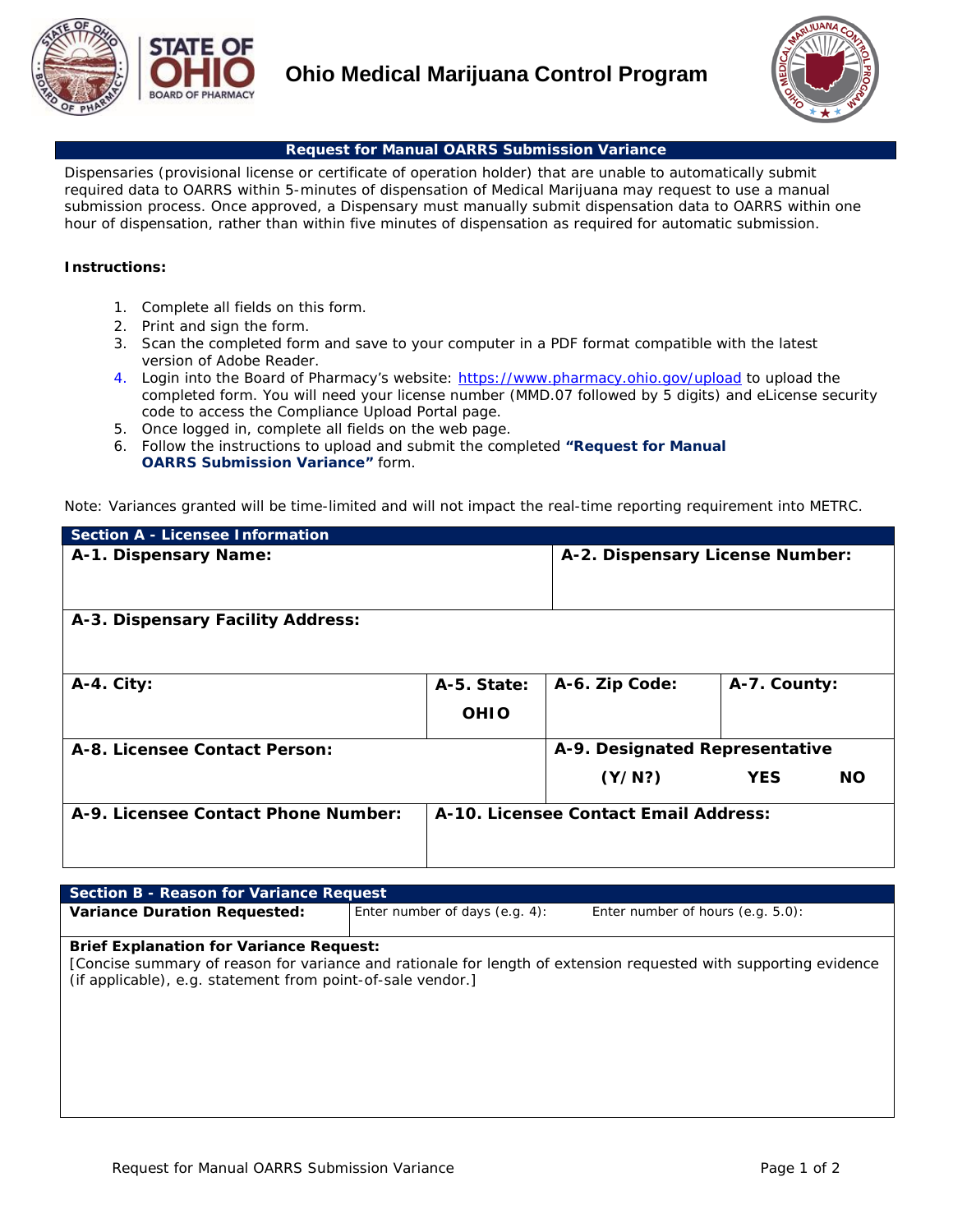# Ohio Medical Marijuana Control Program

## Request for Manual OARRS Submission Variance

Dispensaries (provisional license or certificate of operation holder) that are unable to automatically submit required data to OARRS within 5-minutes of dispensation of Medical Marijuana may request to use a manual submission process. Once approved, a Dispensary must manually submit dispensation data to OARRS within one hour of dispensation, rather than within five minutes of dispensation as required for automatic submission.

**Instructions:**

1. Complete all fields on this form.
2. Print and sign the form.
3. Scan the completed form and save to your computer in a PDF format compatible with the latest version of Adobe Reader.
4. Login into the Board of Pharmacy's website: https://www.pharmacy.ohio.gov/upload to upload the completed form. You will need your license number (MMD.07 followed by 5 digits) and eLicense security code to access the Compliance Upload Portal page.
5. Once logged in, complete all fields on the web page.
6. Follow the instructions to upload and submit the completed **"Request for Manual OARRS Submission Variance"** form.

Note: Variances granted will be time-limited and will not impact the real-time reporting requirement into METRC.

| Section A - Licensee Information | | | |
|---|---|---|---|
| **A-1. Dispensary Name:** | | **A-2. Dispensary License Number:** | |
| **A-3. Dispensary Facility Address:** | | | |
| **A-4. City:** | **A-5. State:** **OHIO** | **A-6. Zip Code:** | **A-7. County:** |
| **A-8. Licensee Contact Person:** | | **A-9. Designated Representative (Y/N?)** **YES** **NO** | |
| **A-9. Licensee Contact Phone Number:** | **A-10. Licensee Contact Email Address:** | | |

| Section B - Reason for Variance Request | | |
|---|---|---|
| **Variance Duration Requested:** | Enter number of days (e.g. 4): | Enter number of hours (e.g. 5.0): |
| **Brief Explanation for Variance Request:** [Concise summary of reason for variance and rationale for length of extension requested with supporting evidence (if applicable), e.g. statement from point-of-sale vendor.] | | |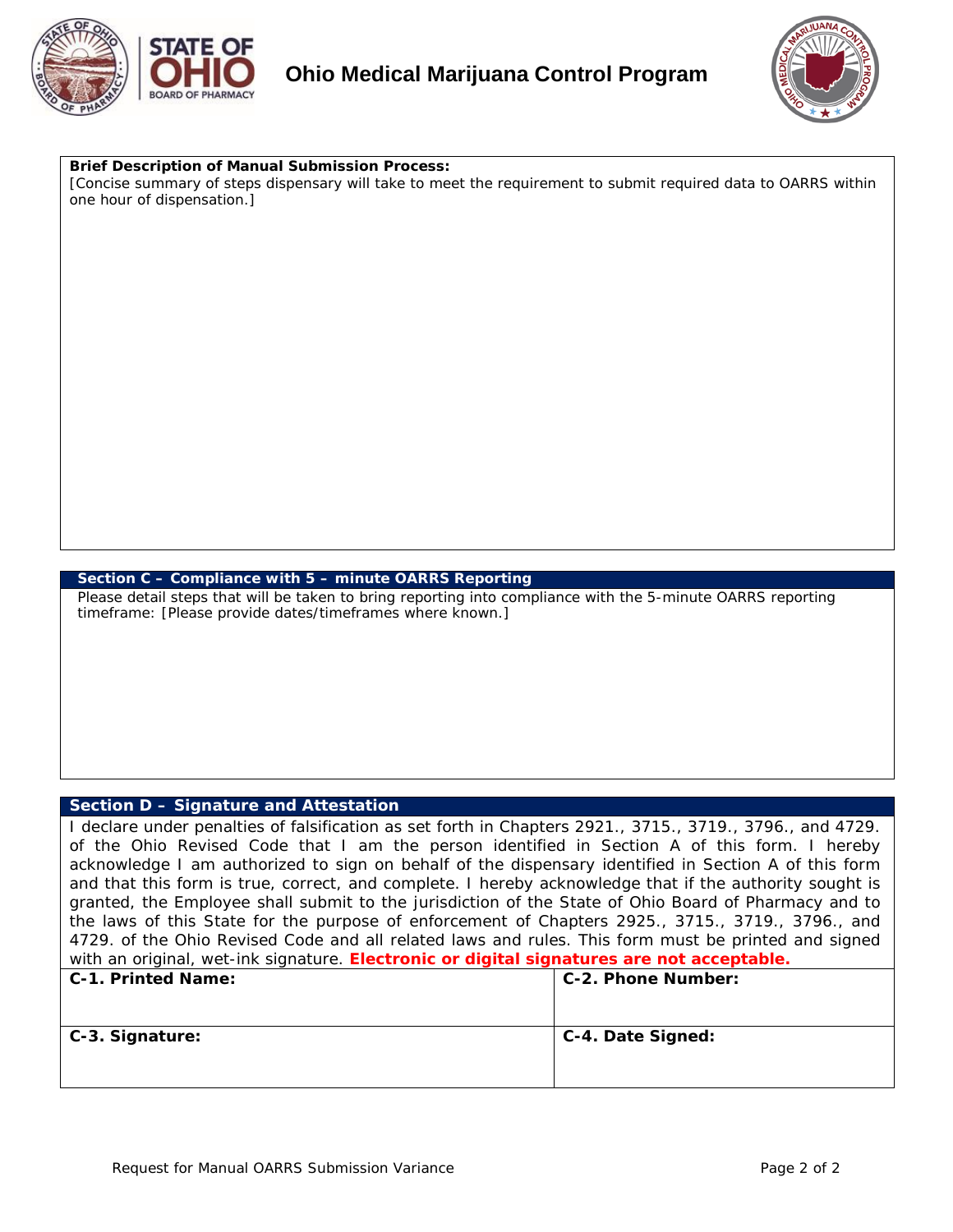**Brief Description of Manual Submission Process:**
[Concise summary of steps dispensary will take to meet the requirement to submit required data to OARRS within one hour of dispensation.]

## Section C – Compliance with 5 – minute OARRS Reporting

Please detail steps that will be taken to bring reporting into compliance with the 5-minute OARRS reporting timeframe: [Please provide dates/timeframes where known.]

## Section D – Signature and Attestation

I declare under penalties of falsification as set forth in Chapters 2921., 3715., 3719., 3796., and 4729. of the Ohio Revised Code that I am the person identified in Section A of this form. I hereby acknowledge I am authorized to sign on behalf of the dispensary identified in Section A of this form and that this form is true, correct, and complete. I hereby acknowledge that if the authority sought is granted, the Employee shall submit to the jurisdiction of the State of Ohio Board of Pharmacy and to the laws of this State for the purpose of enforcement of Chapters 2925., 3715., 3719., 3796., and 4729. of the Ohio Revised Code and all related laws and rules. This form must be printed and signed with an original, wet-ink signature. **Electronic or digital signatures are not acceptable.**

| C-1. Printed Name: | C-2. Phone Number: |
|---|---|
| **C-3. Signature:** | **C-4. Date Signed:** |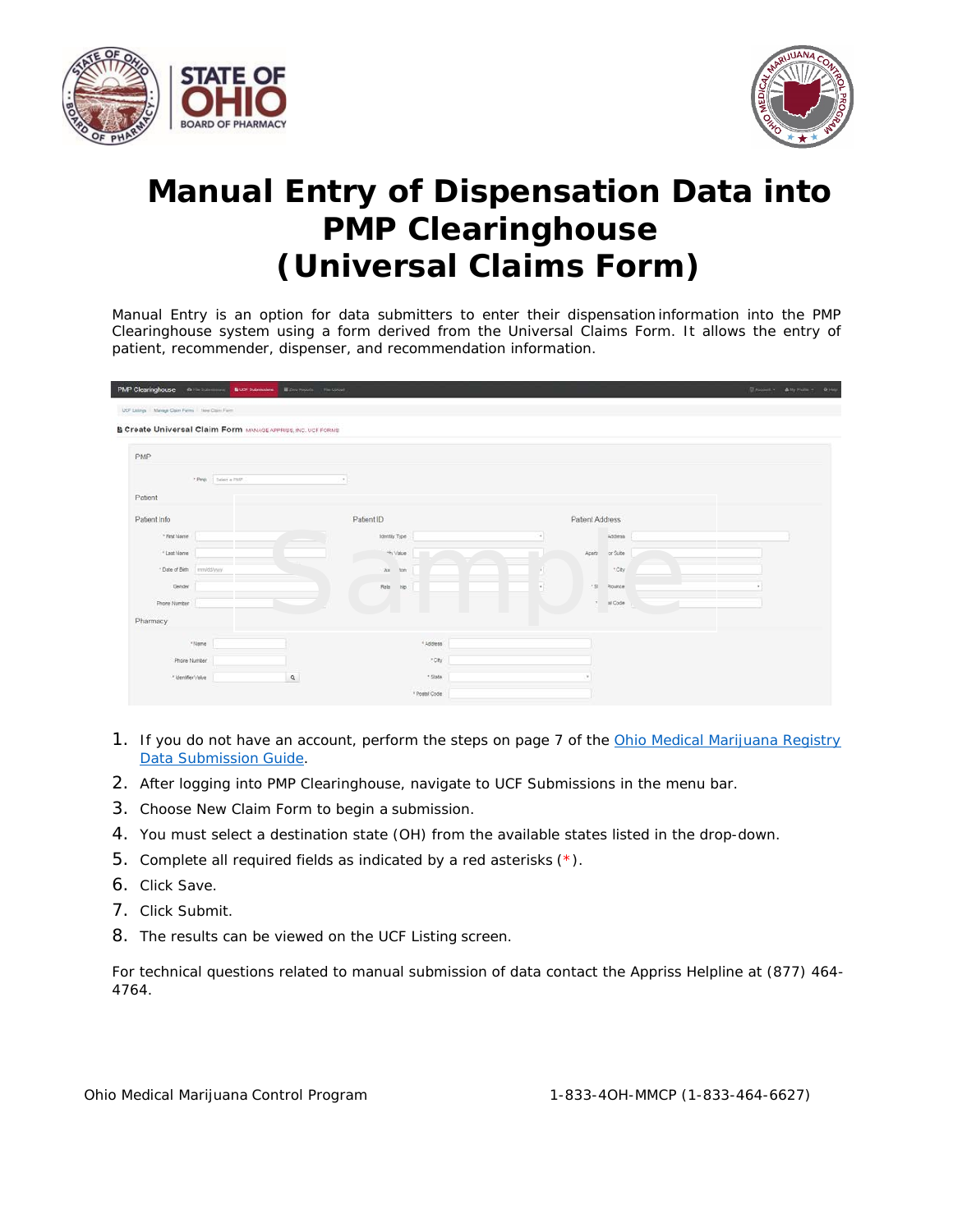# Manual Entry of Dispensation Data into PMP Clearinghouse (Universal Claims Form)

Manual Entry is an option for data submitters to enter their dispensation information into the PMP Clearinghouse system using a form derived from the Universal Claims Form. It allows the entry of patient, recommender, dispenser, and recommendation information.

1. If you do not have an account, perform the steps on page 7 of the Ohio Medical Marijuana Registry Data Submission Guide.
2. After logging into PMP Clearinghouse, navigate to UCF Submissions in the menu bar.
3. Choose New Claim Form to begin a submission.
4. You must select a destination state (OH) from the available states listed in the drop-down.
5. Complete all required fields as indicated by a red asterisks (*).
6. Click Save.
7. Click Submit.
8. The results can be viewed on the UCF Listing screen.

For technical questions related to manual submission of data contact the Appriss Helpline at (877) 464-4764.

Ohio Medical Marijuana Control Program 1-833-4OH-MMCP (1-833-464-6627)